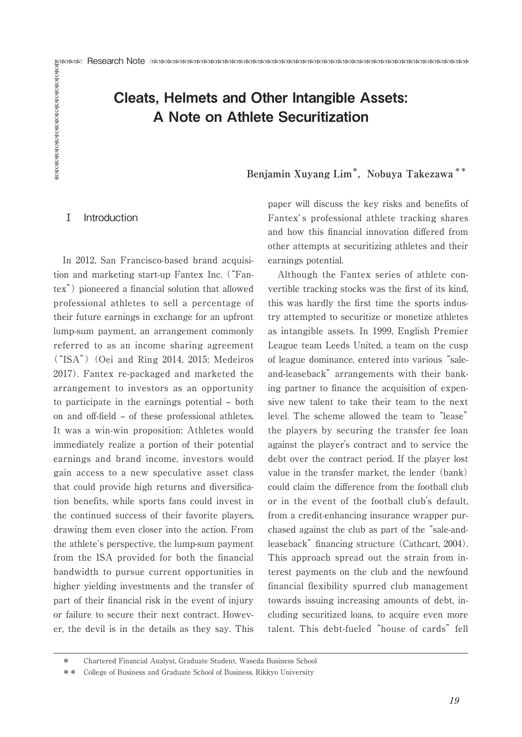Research Note

# Cleats, Helmets and Other Intangible Assets: A Note on Athlete Securitization

**Benjamin Xuyang Lim**[*], **Nobuya Takezawa**[**]

## Ⅰ Introduction

In 2012, San Francisco-based brand acquisition and marketing start-up Fantex Inc. ("Fantex") pioneered a financial solution that allowed professional athletes to sell a percentage of their future earnings in exchange for an upfront lump-sum payment, an arrangement commonly referred to as an income sharing agreement ("ISA") (Oei and Ring 2014, 2015; Medeiros 2017). Fantex re-packaged and marketed the arrangement to investors as an opportunity to participate in the earnings potential – both on and off-field – of these professional athletes. It was a win-win proposition: Athletes would immediately realize a portion of their potential earnings and brand income, investors would gain access to a new speculative asset class that could provide high returns and diversification benefits, while sports fans could invest in the continued success of their favorite players, drawing them even closer into the action. From the athlete's perspective, the lump-sum payment from the ISA provided for both the financial bandwidth to pursue current opportunities in higher yielding investments and the transfer of part of their financial risk in the event of injury or failure to secure their next contract. However, the devil is in the details as they say. This paper will discuss the key risks and benefits of Fantex's professional athlete tracking shares and how this financial innovation differed from other attempts at securitizing athletes and their earnings potential.

Although the Fantex series of athlete convertible tracking stocks was the first of its kind, this was hardly the first time the sports industry attempted to securitize or monetize athletes as intangible assets. In 1999, English Premier League team Leeds United, a team on the cusp of league dominance, entered into various "sale-and-leaseback" arrangements with their banking partner to finance the acquisition of expensive new talent to take their team to the next level. The scheme allowed the team to "lease" the players by securing the transfer fee loan against the player's contract and to service the debt over the contract period. If the player lost value in the transfer market, the lender (bank) could claim the difference from the football club or in the event of the football club's default, from a credit-enhancing insurance wrapper purchased against the club as part of the "sale-and-leaseback" financing structure (Cathcart, 2004). This approach spread out the strain from interest payments on the club and the newfound financial flexibility spurred club management towards issuing increasing amounts of debt, including securitized loans, to acquire even more talent. This debt-fueled "house of cards" fell

---

[*] Chartered Financial Analyst, Graduate Student, Waseda Business School

[**] College of Business and Graduate School of Business, Rikkyo University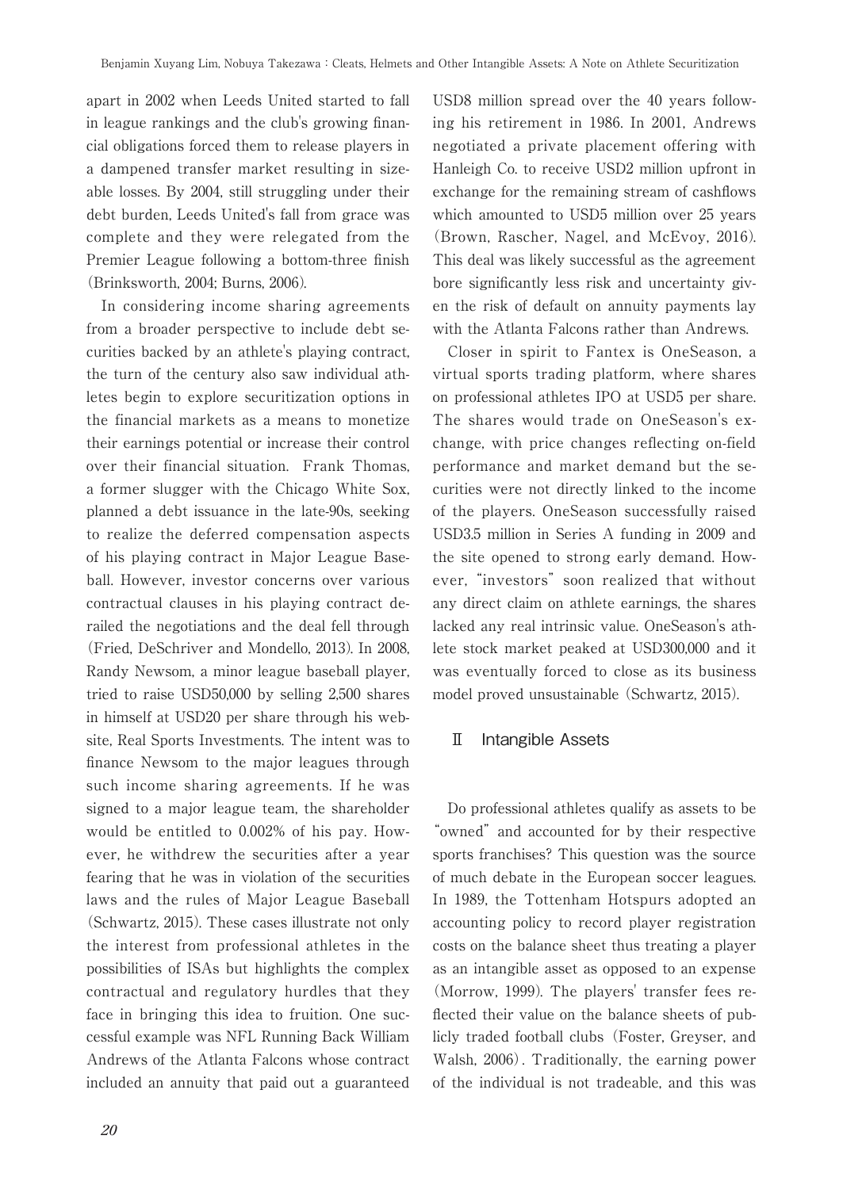apart in 2002 when Leeds United started to fall in league rankings and the club's growing financial obligations forced them to release players in a dampened transfer market resulting in sizeable losses. By 2004, still struggling under their debt burden, Leeds United's fall from grace was complete and they were relegated from the Premier League following a bottom-three finish (Brinksworth, 2004; Burns, 2006).

In considering income sharing agreements from a broader perspective to include debt securities backed by an athlete's playing contract, the turn of the century also saw individual athletes begin to explore securitization options in the financial markets as a means to monetize their earnings potential or increase their control over their financial situation. Frank Thomas, a former slugger with the Chicago White Sox, planned a debt issuance in the late-90s, seeking to realize the deferred compensation aspects of his playing contract in Major League Baseball. However, investor concerns over various contractual clauses in his playing contract derailed the negotiations and the deal fell through (Fried, DeSchriver and Mondello, 2013). In 2008, Randy Newsom, a minor league baseball player, tried to raise USD50,000 by selling 2,500 shares in himself at USD20 per share through his website, Real Sports Investments. The intent was to finance Newsom to the major leagues through such income sharing agreements. If he was signed to a major league team, the shareholder would be entitled to 0.002% of his pay. However, he withdrew the securities after a year fearing that he was in violation of the securities laws and the rules of Major League Baseball (Schwartz, 2015). These cases illustrate not only the interest from professional athletes in the possibilities of ISAs but highlights the complex contractual and regulatory hurdles that they face in bringing this idea to fruition. One successful example was NFL Running Back William Andrews of the Atlanta Falcons whose contract included an annuity that paid out a guaranteed USD8 million spread over the 40 years following his retirement in 1986. In 2001, Andrews negotiated a private placement offering with Hanleigh Co. to receive USD2 million upfront in exchange for the remaining stream of cashflows which amounted to USD5 million over 25 years (Brown, Rascher, Nagel, and McEvoy, 2016). This deal was likely successful as the agreement bore significantly less risk and uncertainty given the risk of default on annuity payments lay with the Atlanta Falcons rather than Andrews.

Closer in spirit to Fantex is OneSeason, a virtual sports trading platform, where shares on professional athletes IPO at USD5 per share. The shares would trade on OneSeason's exchange, with price changes reflecting on-field performance and market demand but the securities were not directly linked to the income of the players. OneSeason successfully raised USD3.5 million in Series A funding in 2009 and the site opened to strong early demand. However, "investors" soon realized that without any direct claim on athlete earnings, the shares lacked any real intrinsic value. OneSeason's athlete stock market peaked at USD300,000 and it was eventually forced to close as its business model proved unsustainable (Schwartz, 2015).

## II Intangible Assets

Do professional athletes qualify as assets to be "owned" and accounted for by their respective sports franchises? This question was the source of much debate in the European soccer leagues. In 1989, the Tottenham Hotspurs adopted an accounting policy to record player registration costs on the balance sheet thus treating a player as an intangible asset as opposed to an expense (Morrow, 1999). The players' transfer fees reflected their value on the balance sheets of publicly traded football clubs (Foster, Greyser, and Walsh, 2006). Traditionally, the earning power of the individual is not tradeable, and this was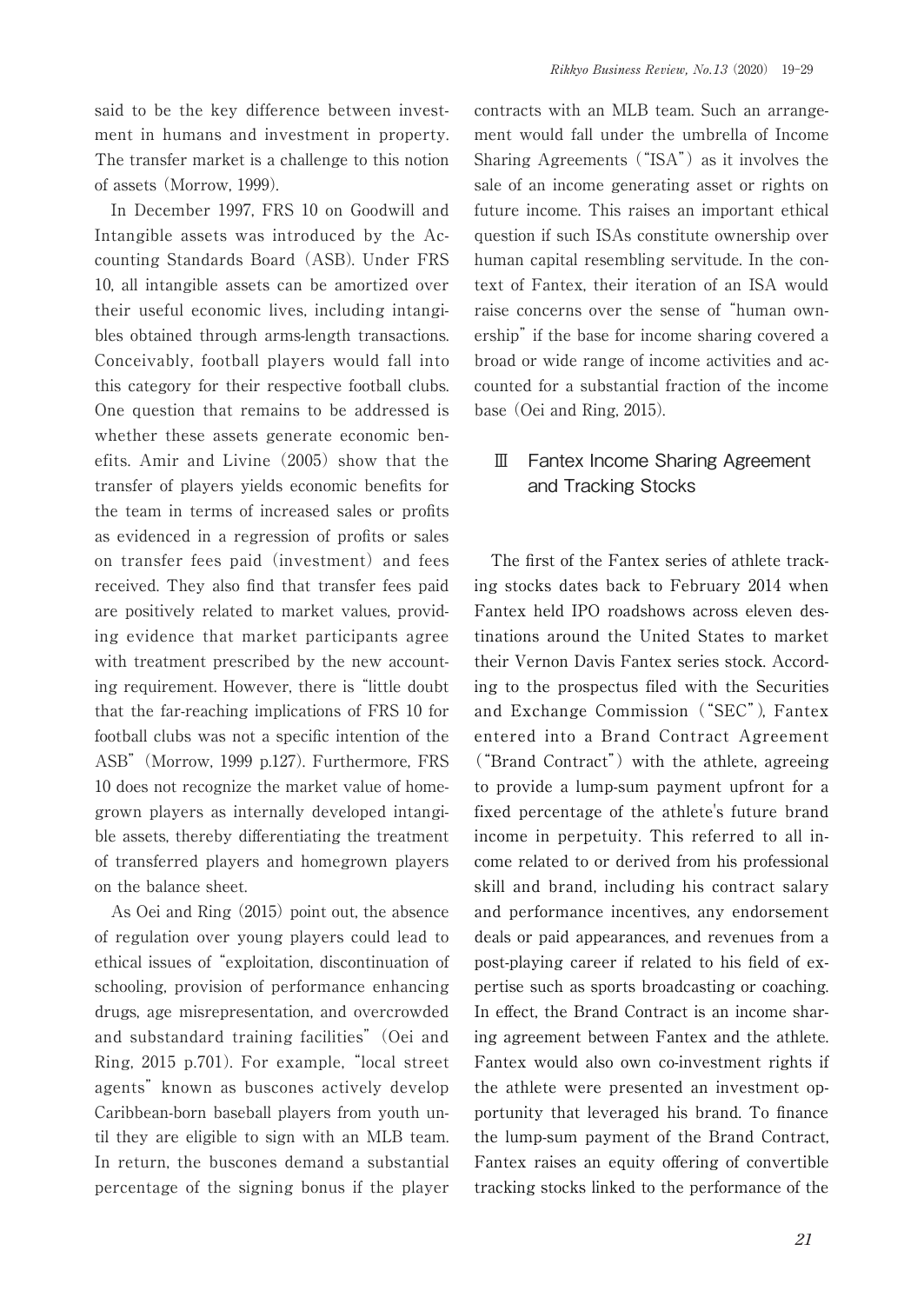said to be the key difference between investment in humans and investment in property. The transfer market is a challenge to this notion of assets (Morrow, 1999).

In December 1997, FRS 10 on Goodwill and Intangible assets was introduced by the Accounting Standards Board (ASB). Under FRS 10, all intangible assets can be amortized over their useful economic lives, including intangibles obtained through arms-length transactions. Conceivably, football players would fall into this category for their respective football clubs. One question that remains to be addressed is whether these assets generate economic benefits. Amir and Livine (2005) show that the transfer of players yields economic benefits for the team in terms of increased sales or profits as evidenced in a regression of profits or sales on transfer fees paid (investment) and fees received. They also find that transfer fees paid are positively related to market values, providing evidence that market participants agree with treatment prescribed by the new accounting requirement. However, there is "little doubt that the far-reaching implications of FRS 10 for football clubs was not a specific intention of the ASB" (Morrow, 1999 p.127). Furthermore, FRS 10 does not recognize the market value of homegrown players as internally developed intangible assets, thereby differentiating the treatment of transferred players and homegrown players on the balance sheet.

As Oei and Ring (2015) point out, the absence of regulation over young players could lead to ethical issues of "exploitation, discontinuation of schooling, provision of performance enhancing drugs, age misrepresentation, and overcrowded and substandard training facilities" (Oei and Ring, 2015 p.701). For example, "local street agents" known as buscones actively develop Caribbean-born baseball players from youth until they are eligible to sign with an MLB team. In return, the buscones demand a substantial percentage of the signing bonus if the player contracts with an MLB team. Such an arrangement would fall under the umbrella of Income Sharing Agreements ("ISA") as it involves the sale of an income generating asset or rights on future income. This raises an important ethical question if such ISAs constitute ownership over human capital resembling servitude. In the context of Fantex, their iteration of an ISA would raise concerns over the sense of "human ownership" if the base for income sharing covered a broad or wide range of income activities and accounted for a substantial fraction of the income base (Oei and Ring, 2015).

## Ⅲ Fantex Income Sharing Agreement and Tracking Stocks

The first of the Fantex series of athlete tracking stocks dates back to February 2014 when Fantex held IPO roadshows across eleven destinations around the United States to market their Vernon Davis Fantex series stock. According to the prospectus filed with the Securities and Exchange Commission ("SEC"), Fantex entered into a Brand Contract Agreement ("Brand Contract") with the athlete, agreeing to provide a lump-sum payment upfront for a fixed percentage of the athlete's future brand income in perpetuity. This referred to all income related to or derived from his professional skill and brand, including his contract salary and performance incentives, any endorsement deals or paid appearances, and revenues from a post-playing career if related to his field of expertise such as sports broadcasting or coaching. In effect, the Brand Contract is an income sharing agreement between Fantex and the athlete. Fantex would also own co-investment rights if the athlete were presented an investment opportunity that leveraged his brand. To finance the lump-sum payment of the Brand Contract, Fantex raises an equity offering of convertible tracking stocks linked to the performance of the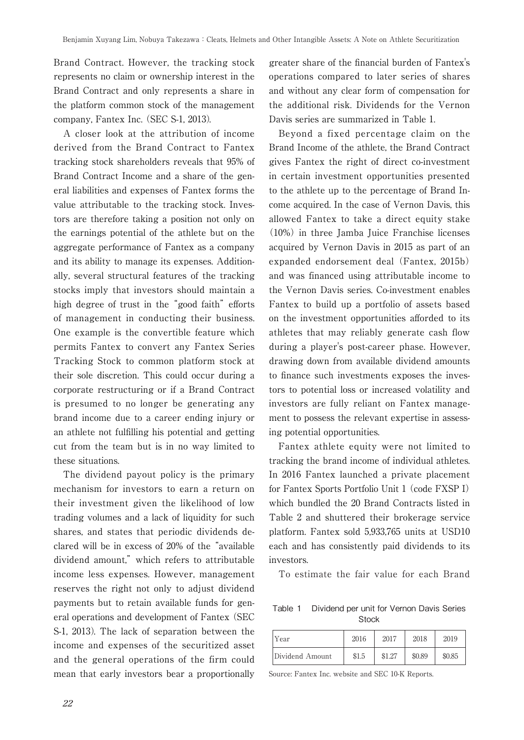Brand Contract. However, the tracking stock represents no claim or ownership interest in the Brand Contract and only represents a share in the platform common stock of the management company, Fantex Inc. (SEC S-1, 2013).

A closer look at the attribution of income derived from the Brand Contract to Fantex tracking stock shareholders reveals that 95% of Brand Contract Income and a share of the general liabilities and expenses of Fantex forms the value attributable to the tracking stock. Investors are therefore taking a position not only on the earnings potential of the athlete but on the aggregate performance of Fantex as a company and its ability to manage its expenses. Additionally, several structural features of the tracking stocks imply that investors should maintain a high degree of trust in the "good faith" efforts of management in conducting their business. One example is the convertible feature which permits Fantex to convert any Fantex Series Tracking Stock to common platform stock at their sole discretion. This could occur during a corporate restructuring or if a Brand Contract is presumed to no longer be generating any brand income due to a career ending injury or an athlete not fulfilling his potential and getting cut from the team but is in no way limited to these situations.

The dividend payout policy is the primary mechanism for investors to earn a return on their investment given the likelihood of low trading volumes and a lack of liquidity for such shares, and states that periodic dividends declared will be in excess of 20% of the "available dividend amount," which refers to attributable income less expenses. However, management reserves the right not only to adjust dividend payments but to retain available funds for general operations and development of Fantex (SEC S-1, 2013). The lack of separation between the income and expenses of the securitized asset and the general operations of the firm could mean that early investors bear a proportionally greater share of the financial burden of Fantex's operations compared to later series of shares and without any clear form of compensation for the additional risk. Dividends for the Vernon Davis series are summarized in Table 1.

Beyond a fixed percentage claim on the Brand Income of the athlete, the Brand Contract gives Fantex the right of direct co-investment in certain investment opportunities presented to the athlete up to the percentage of Brand Income acquired. In the case of Vernon Davis, this allowed Fantex to take a direct equity stake (10%) in three Jamba Juice Franchise licenses acquired by Vernon Davis in 2015 as part of an expanded endorsement deal (Fantex, 2015b) and was financed using attributable income to the Vernon Davis series. Co-investment enables Fantex to build up a portfolio of assets based on the investment opportunities afforded to its athletes that may reliably generate cash flow during a player's post-career phase. However, drawing down from available dividend amounts to finance such investments exposes the investors to potential loss or increased volatility and investors are fully reliant on Fantex management to possess the relevant expertise in assessing potential opportunities.

Fantex athlete equity were not limited to tracking the brand income of individual athletes. In 2016 Fantex launched a private placement for Fantex Sports Portfolio Unit 1 (code FXSP I) which bundled the 20 Brand Contracts listed in Table 2 and shuttered their brokerage service platform. Fantex sold 5,933,765 units at USD10 each and has consistently paid dividends to its investors.

To estimate the fair value for each Brand

Table 1 Dividend per unit for Vernon Davis Series Stock

| Year | 2016 | 2017 | 2018 | 2019 |
|---|---|---|---|---|
| Dividend Amount | \$1.5 | \$1.27 | \$0.89 | \$0.85 |

Source: Fantex Inc. website and SEC 10-K Reports.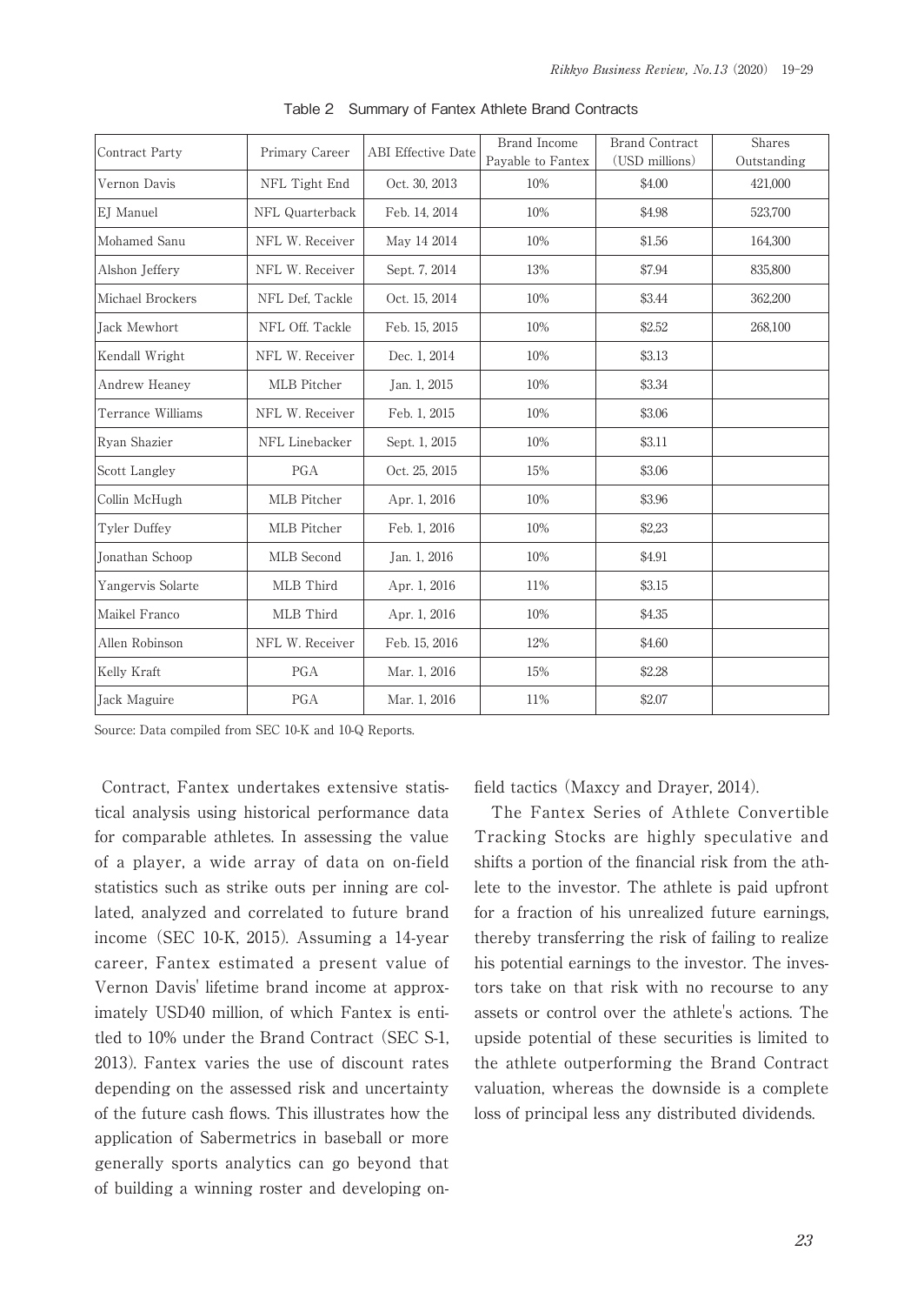Table 2 Summary of Fantex Athlete Brand Contracts

| Contract Party | Primary Career | ABI Effective Date | Brand Income Payable to Fantex | Brand Contract (USD millions) | Shares Outstanding |
|---|---|---|---|---|---|
| Vernon Davis | NFL Tight End | Oct. 30, 2013 | 10% | $4.00 | 421,000 |
| EJ Manuel | NFL Quarterback | Feb. 14, 2014 | 10% | $4.98 | 523,700 |
| Mohamed Sanu | NFL W. Receiver | May 14 2014 | 10% | $1.56 | 164,300 |
| Alshon Jeffery | NFL W. Receiver | Sept. 7, 2014 | 13% | $7.94 | 835,800 |
| Michael Brockers | NFL Def. Tackle | Oct. 15, 2014 | 10% | $3.44 | 362,200 |
| Jack Mewhort | NFL Off. Tackle | Feb. 15, 2015 | 10% | $2.52 | 268,100 |
| Kendall Wright | NFL W. Receiver | Dec. 1, 2014 | 10% | $3.13 | |
| Andrew Heaney | MLB Pitcher | Jan. 1, 2015 | 10% | $3.34 | |
| Terrance Williams | NFL W. Receiver | Feb. 1, 2015 | 10% | $3.06 | |
| Ryan Shazier | NFL Linebacker | Sept. 1, 2015 | 10% | $3.11 | |
| Scott Langley | PGA | Oct. 25, 2015 | 15% | $3.06 | |
| Collin McHugh | MLB Pitcher | Apr. 1, 2016 | 10% | $3.96 | |
| Tyler Duffey | MLB Pitcher | Feb. 1, 2016 | 10% | $2,23 | |
| Jonathan Schoop | MLB Second | Jan. 1, 2016 | 10% | $4.91 | |
| Yangervis Solarte | MLB Third | Apr. 1, 2016 | 11% | $3.15 | |
| Maikel Franco | MLB Third | Apr. 1, 2016 | 10% | $4.35 | |
| Allen Robinson | NFL W. Receiver | Feb. 15, 2016 | 12% | $4.60 | |
| Kelly Kraft | PGA | Mar. 1, 2016 | 15% | $2.28 | |
| Jack Maguire | PGA | Mar. 1, 2016 | 11% | $2.07 | |

Source: Data compiled from SEC 10-K and 10-Q Reports.

Contract, Fantex undertakes extensive statistical analysis using historical performance data for comparable athletes. In assessing the value of a player, a wide array of data on on-field statistics such as strike outs per inning are collated, analyzed and correlated to future brand income (SEC 10-K, 2015). Assuming a 14-year career, Fantex estimated a present value of Vernon Davis' lifetime brand income at approximately USD40 million, of which Fantex is entitled to 10% under the Brand Contract (SEC S-1, 2013). Fantex varies the use of discount rates depending on the assessed risk and uncertainty of the future cash flows. This illustrates how the application of Sabermetrics in baseball or more generally sports analytics can go beyond that of building a winning roster and developing on-field tactics (Maxcy and Drayer, 2014).

The Fantex Series of Athlete Convertible Tracking Stocks are highly speculative and shifts a portion of the financial risk from the athlete to the investor. The athlete is paid upfront for a fraction of his unrealized future earnings, thereby transferring the risk of failing to realize his potential earnings to the investor. The investors take on that risk with no recourse to any assets or control over the athlete's actions. The upside potential of these securities is limited to the athlete outperforming the Brand Contract valuation, whereas the downside is a complete loss of principal less any distributed dividends.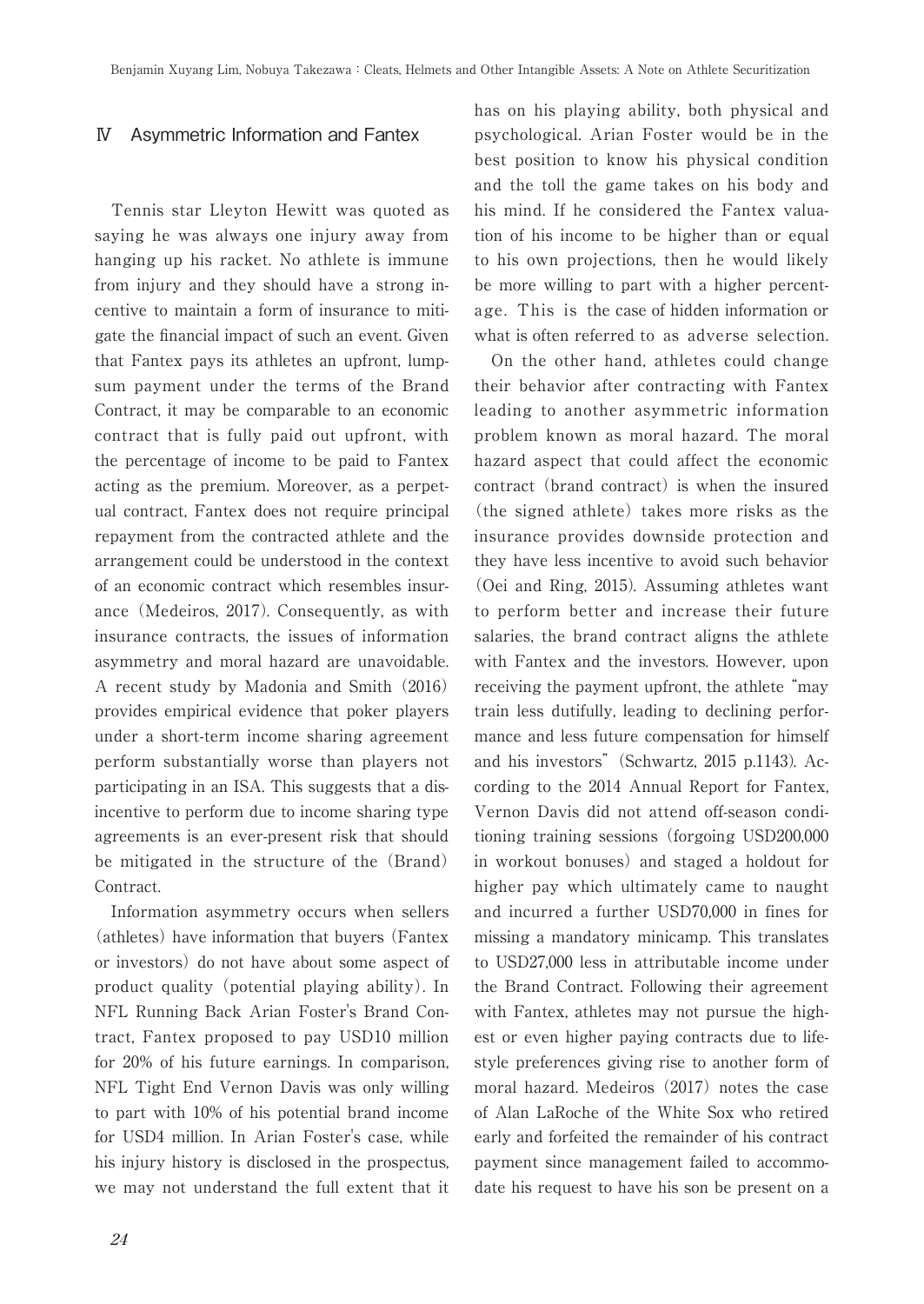## Ⅳ Asymmetric Information and Fantex

Tennis star Lleyton Hewitt was quoted as saying he was always one injury away from hanging up his racket. No athlete is immune from injury and they should have a strong incentive to maintain a form of insurance to mitigate the financial impact of such an event. Given that Fantex pays its athletes an upfront, lump-sum payment under the terms of the Brand Contract, it may be comparable to an economic contract that is fully paid out upfront, with the percentage of income to be paid to Fantex acting as the premium. Moreover, as a perpetual contract, Fantex does not require principal repayment from the contracted athlete and the arrangement could be understood in the context of an economic contract which resembles insurance (Medeiros, 2017). Consequently, as with insurance contracts, the issues of information asymmetry and moral hazard are unavoidable. A recent study by Madonia and Smith (2016) provides empirical evidence that poker players under a short-term income sharing agreement perform substantially worse than players not participating in an ISA. This suggests that a disincentive to perform due to income sharing type agreements is an ever-present risk that should be mitigated in the structure of the (Brand) Contract.

Information asymmetry occurs when sellers (athletes) have information that buyers (Fantex or investors) do not have about some aspect of product quality (potential playing ability). In NFL Running Back Arian Foster's Brand Contract, Fantex proposed to pay USD10 million for 20% of his future earnings. In comparison, NFL Tight End Vernon Davis was only willing to part with 10% of his potential brand income for USD4 million. In Arian Foster's case, while his injury history is disclosed in the prospectus, we may not understand the full extent that it has on his playing ability, both physical and psychological. Arian Foster would be in the best position to know his physical condition and the toll the game takes on his body and his mind. If he considered the Fantex valuation of his income to be higher than or equal to his own projections, then he would likely be more willing to part with a higher percentage. This is the case of hidden information or what is often referred to as adverse selection.

On the other hand, athletes could change their behavior after contracting with Fantex leading to another asymmetric information problem known as moral hazard. The moral hazard aspect that could affect the economic contract (brand contract) is when the insured (the signed athlete) takes more risks as the insurance provides downside protection and they have less incentive to avoid such behavior (Oei and Ring, 2015). Assuming athletes want to perform better and increase their future salaries, the brand contract aligns the athlete with Fantex and the investors. However, upon receiving the payment upfront, the athlete "may train less dutifully, leading to declining performance and less future compensation for himself and his investors" (Schwartz, 2015 p.1143). According to the 2014 Annual Report for Fantex, Vernon Davis did not attend off-season conditioning training sessions (forgoing USD200,000 in workout bonuses) and staged a holdout for higher pay which ultimately came to naught and incurred a further USD70,000 in fines for missing a mandatory minicamp. This translates to USD27,000 less in attributable income under the Brand Contract. Following their agreement with Fantex, athletes may not pursue the highest or even higher paying contracts due to lifestyle preferences giving rise to another form of moral hazard. Medeiros (2017) notes the case of Alan LaRoche of the White Sox who retired early and forfeited the remainder of his contract payment since management failed to accommodate his request to have his son be present on a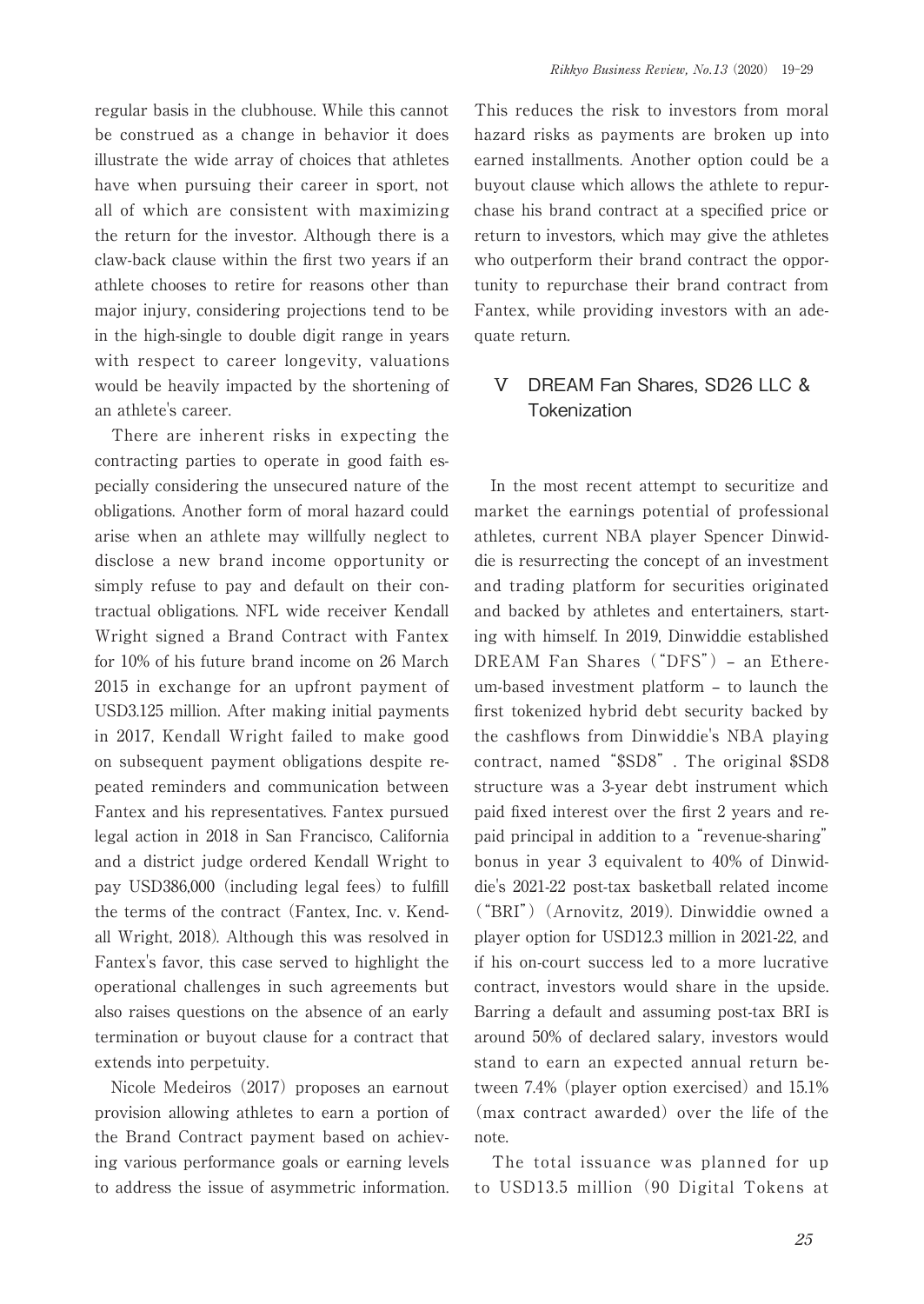regular basis in the clubhouse. While this cannot be construed as a change in behavior it does illustrate the wide array of choices that athletes have when pursuing their career in sport, not all of which are consistent with maximizing the return for the investor. Although there is a claw-back clause within the first two years if an athlete chooses to retire for reasons other than major injury, considering projections tend to be in the high-single to double digit range in years with respect to career longevity, valuations would be heavily impacted by the shortening of an athlete's career.

There are inherent risks in expecting the contracting parties to operate in good faith especially considering the unsecured nature of the obligations. Another form of moral hazard could arise when an athlete may willfully neglect to disclose a new brand income opportunity or simply refuse to pay and default on their contractual obligations. NFL wide receiver Kendall Wright signed a Brand Contract with Fantex for 10% of his future brand income on 26 March 2015 in exchange for an upfront payment of USD3.125 million. After making initial payments in 2017, Kendall Wright failed to make good on subsequent payment obligations despite repeated reminders and communication between Fantex and his representatives. Fantex pursued legal action in 2018 in San Francisco, California and a district judge ordered Kendall Wright to pay USD386,000 (including legal fees) to fulfill the terms of the contract (Fantex, Inc. v. Kendall Wright, 2018). Although this was resolved in Fantex's favor, this case served to highlight the operational challenges in such agreements but also raises questions on the absence of an early termination or buyout clause for a contract that extends into perpetuity.

Nicole Medeiros (2017) proposes an earnout provision allowing athletes to earn a portion of the Brand Contract payment based on achieving various performance goals or earning levels to address the issue of asymmetric information. This reduces the risk to investors from moral hazard risks as payments are broken up into earned installments. Another option could be a buyout clause which allows the athlete to repurchase his brand contract at a specified price or return to investors, which may give the athletes who outperform their brand contract the opportunity to repurchase their brand contract from Fantex, while providing investors with an adequate return.

## V DREAM Fan Shares, SD26 LLC & Tokenization

In the most recent attempt to securitize and market the earnings potential of professional athletes, current NBA player Spencer Dinwiddie is resurrecting the concept of an investment and trading platform for securities originated and backed by athletes and entertainers, starting with himself. In 2019, Dinwiddie established DREAM Fan Shares ("DFS") – an Ethereum-based investment platform – to launch the first tokenized hybrid debt security backed by the cashflows from Dinwiddie's NBA playing contract, named "$SD8". The original $SD8 structure was a 3-year debt instrument which paid fixed interest over the first 2 years and repaid principal in addition to a "revenue-sharing" bonus in year 3 equivalent to 40% of Dinwiddie's 2021-22 post-tax basketball related income ("BRI") (Arnovitz, 2019). Dinwiddie owned a player option for USD12.3 million in 2021-22, and if his on-court success led to a more lucrative contract, investors would share in the upside. Barring a default and assuming post-tax BRI is around 50% of declared salary, investors would stand to earn an expected annual return between 7.4% (player option exercised) and 15.1% (max contract awarded) over the life of the note.

The total issuance was planned for up to USD13.5 million (90 Digital Tokens at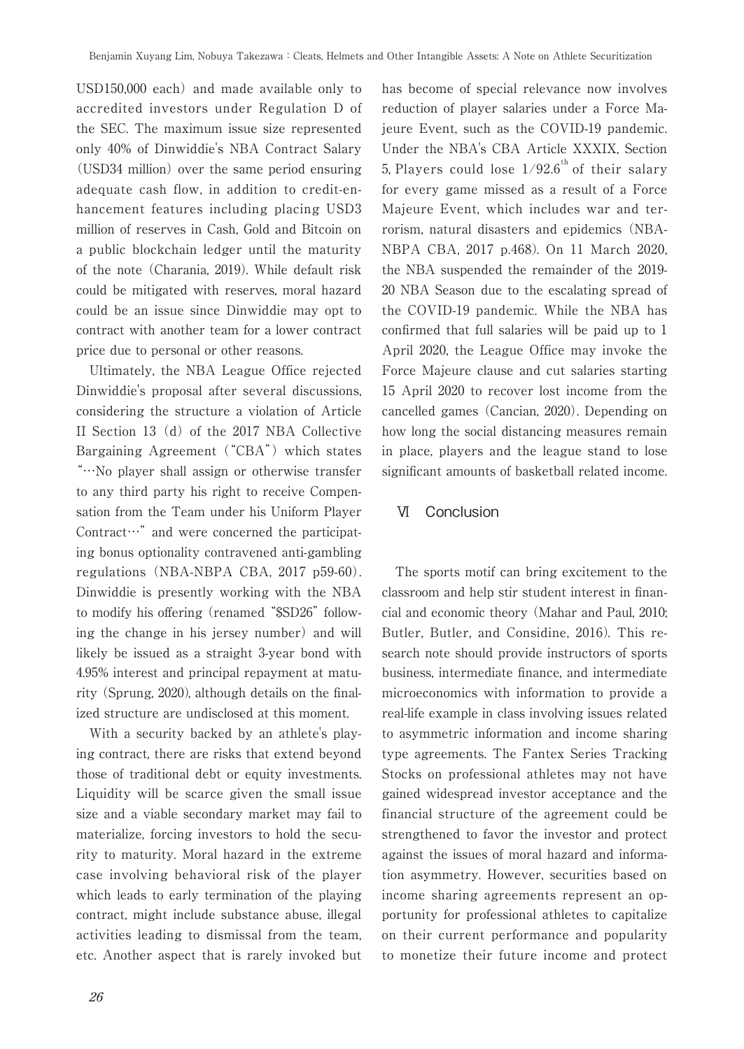USD150,000 each) and made available only to accredited investors under Regulation D of the SEC. The maximum issue size represented only 40% of Dinwiddie's NBA Contract Salary (USD34 million) over the same period ensuring adequate cash flow, in addition to credit-enhancement features including placing USD3 million of reserves in Cash, Gold and Bitcoin on a public blockchain ledger until the maturity of the note (Charania, 2019). While default risk could be mitigated with reserves, moral hazard could be an issue since Dinwiddie may opt to contract with another team for a lower contract price due to personal or other reasons.

Ultimately, the NBA League Office rejected Dinwiddie's proposal after several discussions, considering the structure a violation of Article II Section 13 (d) of the 2017 NBA Collective Bargaining Agreement ("CBA") which states "…No player shall assign or otherwise transfer to any third party his right to receive Compensation from the Team under his Uniform Player Contract…" and were concerned the participating bonus optionality contravened anti-gambling regulations (NBA-NBPA CBA, 2017 p59-60). Dinwiddie is presently working with the NBA to modify his offering (renamed "$SD26" following the change in his jersey number) and will likely be issued as a straight 3-year bond with 4.95% interest and principal repayment at maturity (Sprung, 2020), although details on the finalized structure are undisclosed at this moment.

With a security backed by an athlete's playing contract, there are risks that extend beyond those of traditional debt or equity investments. Liquidity will be scarce given the small issue size and a viable secondary market may fail to materialize, forcing investors to hold the security to maturity. Moral hazard in the extreme case involving behavioral risk of the player which leads to early termination of the playing contract, might include substance abuse, illegal activities leading to dismissal from the team, etc. Another aspect that is rarely invoked but has become of special relevance now involves reduction of player salaries under a Force Majeure Event, such as the COVID-19 pandemic. Under the NBA's CBA Article XXXIX, Section 5, Players could lose $1/92.6^{th}$ of their salary for every game missed as a result of a Force Majeure Event, which includes war and terrorism, natural disasters and epidemics (NBA-NBPA CBA, 2017 p.468). On 11 March 2020, the NBA suspended the remainder of the 2019-20 NBA Season due to the escalating spread of the COVID-19 pandemic. While the NBA has confirmed that full salaries will be paid up to 1 April 2020, the League Office may invoke the Force Majeure clause and cut salaries starting 15 April 2020 to recover lost income from the cancelled games (Cancian, 2020). Depending on how long the social distancing measures remain in place, players and the league stand to lose significant amounts of basketball related income.

## Ⅵ Conclusion

The sports motif can bring excitement to the classroom and help stir student interest in financial and economic theory (Mahar and Paul, 2010; Butler, Butler, and Considine, 2016). This research note should provide instructors of sports business, intermediate finance, and intermediate microeconomics with information to provide a real-life example in class involving issues related to asymmetric information and income sharing type agreements. The Fantex Series Tracking Stocks on professional athletes may not have gained widespread investor acceptance and the financial structure of the agreement could be strengthened to favor the investor and protect against the issues of moral hazard and information asymmetry. However, securities based on income sharing agreements represent an opportunity for professional athletes to capitalize on their current performance and popularity to monetize their future income and protect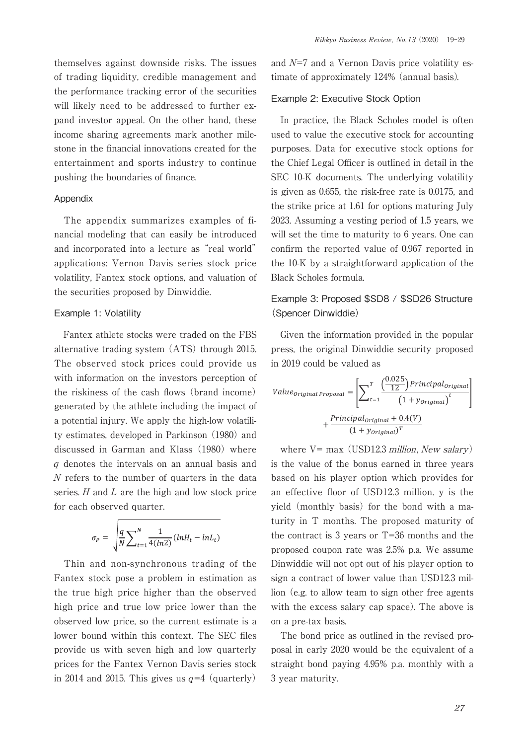themselves against downside risks. The issues of trading liquidity, credible management and the performance tracking error of the securities will likely need to be addressed to further expand investor appeal. On the other hand, these income sharing agreements mark another milestone in the financial innovations created for the entertainment and sports industry to continue pushing the boundaries of finance.

## Appendix

The appendix summarizes examples of financial modeling that can easily be introduced and incorporated into a lecture as "real world" applications: Vernon Davis series stock price volatility, Fantex stock options, and valuation of the securities proposed by Dinwiddie.

### Example 1: Volatility

Fantex athlete stocks were traded on the FBS alternative trading system (ATS) through 2015. The observed stock prices could provide us with information on the investors perception of the riskiness of the cash flows (brand income) generated by the athlete including the impact of a potential injury. We apply the high-low volatility estimates, developed in Parkinson (1980) and discussed in Garman and Klass (1980) where $q$ denotes the intervals on an annual basis and $N$ refers to the number of quarters in the data series. $H$ and $L$ are the high and low stock price for each observed quarter.

$$\sigma_P = \sqrt{\frac{q}{N}\sum_{t=1}^{N}\frac{1}{4(ln2)}(lnH_t - lnL_t)}$$

Thin and non-synchronous trading of the Fantex stock pose a problem in estimation as the true high price higher than the observed high price and true low price lower than the observed low price, so the current estimate is a lower bound within this context. The SEC files provide us with seven high and low quarterly prices for the Fantex Vernon Davis series stock in 2014 and 2015. This gives us $q$=4 (quarterly) and $N$=7 and a Vernon Davis price volatility estimate of approximately 124% (annual basis).

### Example 2: Executive Stock Option

In practice, the Black Scholes model is often used to value the executive stock for accounting purposes. Data for executive stock options for the Chief Legal Officer is outlined in detail in the SEC 10-K documents. The underlying volatility is given as 0.655, the risk-free rate is 0.0175, and the strike price at 1.61 for options maturing July 2023. Assuming a vesting period of 1.5 years, we will set the time to maturity to 6 years. One can confirm the reported value of 0.967 reported in the 10-K by a straightforward application of the Black Scholes formula.

### Example 3: Proposed $SD8 / $SD26 Structure (Spencer Dinwiddie)

Given the information provided in the popular press, the original Dinwiddie security proposed in 2019 could be valued as

$$Value_{Original\ Proposal} = \left[\sum_{t=1}^{T}\frac{\left(\frac{0.025}{12}\right)Principal_{Original}}{\left(1+y_{Original}\right)^{t}}\right] + \frac{Principal_{Original} + 0.4(V)}{(1+y_{Original})^{T}}$$

where V= max (USD12.3 *million*, *New salary*) is the value of the bonus earned in three years based on his player option which provides for an effective floor of USD12.3 million. y is the yield (monthly basis) for the bond with a maturity in T months. The proposed maturity of the contract is 3 years or T=36 months and the proposed coupon rate was 2.5% p.a. We assume Dinwiddie will not opt out of his player option to sign a contract of lower value than USD12.3 million (e.g. to allow team to sign other free agents with the excess salary cap space). The above is on a pre-tax basis.

The bond price as outlined in the revised proposal in early 2020 would be the equivalent of a straight bond paying 4.95% p.a. monthly with a 3 year maturity.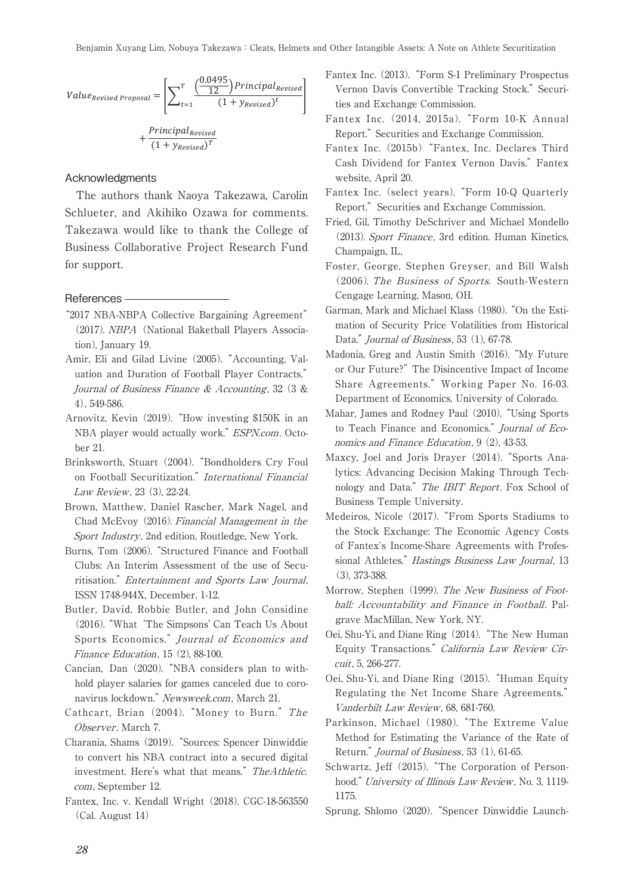$$Value_{Revised\ Proposal} = \left[\sum_{t=1}^{T} \frac{\left(\frac{0.0495}{12}\right)Principal_{Revised}}{(1+y_{Revised})^t}\right] + \frac{Principal_{Revised}}{(1+y_{Revised})^T}$$

## Acknowledgments

The authors thank Naoya Takezawa, Carolin Schlueter, and Akihiko Ozawa for comments. Takezawa would like to thank the College of Business Collaborative Project Research Fund for support.

## References

"2017 NBA-NBPA Collective Bargaining Agreement" (2017). *NBPA* (National Baketball Players Association), January 19.

Amir, Eli and Gilad Livine (2005). "Accounting, Valuation and Duration of Football Player Contracts." *Journal of Business Finance & Accounting*, 32 (3 & 4), 549-586.

Arnovitz, Kevin (2019). "How investing $150K in an NBA player would actually work." *ESPN.com*. October 21.

Brinksworth, Stuart (2004). "Bondholders Cry Foul on Football Securitization." *International Financial Law Review*, 23 (3), 22-24.

Brown, Matthew, Daniel Rascher, Mark Nagel, and Chad McEvoy (2016). *Financial Management in the Sport Industry*, 2nd edition, Routledge, New York.

Burns, Tom (2006). "Structured Finance and Football Clubs: An Interim Assessment of the use of Securitisation." *Entertainment and Sports Law Journal*, ISSN 1748-944X, December, 1-12.

Butler, David, Robbie Butler, and John Considine (2016). "What 'The Simpsons' Can Teach Us About Sports Economics." *Journal of Economics and Finance Education*, 15 (2), 88-100.

Cancian, Dan (2020). "NBA considers plan to withhold player salaries for games canceled due to coronavirus lockdown." *Newsweek.com*, March 21.

Cathcart, Brian (2004). "Money to Burn." *The Observer*, March 7.

Charania, Shams (2019). "Sources: Spencer Dinwiddie to convert his NBA contract into a secured digital investment. Here's what that means." *TheAthletic.com*, September 12.

Fantex, Inc. v. Kendall Wright (2018). CGC-18-563550 (Cal. August 14)

Fantex Inc. (2013). "Form S-1 Preliminary Prospectus Vernon Davis Convertible Tracking Stock." Securities and Exchange Commission.

Fantex Inc. (2014, 2015a). "Form 10-K Annual Report." Securities and Exchange Commission.

Fantex Inc. (2015b) "Fantex, Inc. Declares Third Cash Dividend for Fantex Vernon Davis." Fantex website, April 20.

Fantex Inc. (select years). "Form 10-Q Quarterly Report." Securities and Exchange Commission.

Fried, Gil, Timothy DeSchriver and Michael Mondello (2013). *Sport Finance*, 3rd edition. Human Kinetics, Champaign, IL,

Foster, George, Stephen Greyser, and Bill Walsh (2006). *The Business of Sports.* South-Western Cengage Learning, Mason, OH.

Garman, Mark and Michael Klass (1980). "On the Estimation of Security Price Volatilities from Historical Data." *Journal of Business*, 53 (1), 67-78.

Madonia, Greg and Austin Smith (2016). "My Future or Our Future?" The Disincentive Impact of Income Share Agreements." Working Paper No. 16-03. Department of Economics, University of Colorado.

Mahar, James and Rodney Paul (2010). "Using Sports to Teach Finance and Economics." *Journal of Economics and Finance Education*, 9 (2), 43-53.

Maxcy, Joel and Joris Drayer (2014). "Sports Analytics: Advancing Decision Making Through Technology and Data." *The IBIT Report*. Fox School of Business Temple University.

Medeiros, Nicole (2017). "From Sports Stadiums to the Stock Exchange: The Economic Agency Costs of Fantex`s Income-Share Agreements with Professional Athletes." *Hastings Business Law Journal*, 13 (3), 373-388.

Morrow, Stephen (1999). *The New Business of Football: Accountability and Finance in Football*. Palgrave MacMillan, New York, NY.

Oei, Shu-Yi, and Diane Ring (2014). "The New Human Equity Transactions." *California Law Review Circuit*, 5, 266-277.

Oei, Shu-Yi, and Diane Ring (2015). "Human Equity Regulating the Net Income Share Agreements." *Vanderbilt Law Review*, 68, 681-760.

Parkinson, Michael (1980). "The Extreme Value Method for Estimating the Variance of the Rate of Return." *Journal of Business*, 53 (1), 61-65.

Schwartz, Jeff (2015). "The Corporation of Personhood." *University of Illinois Law Review*, No. 3, 1119-1175.

Sprung, Shlomo (2020). "Spencer Dinwiddie Launch-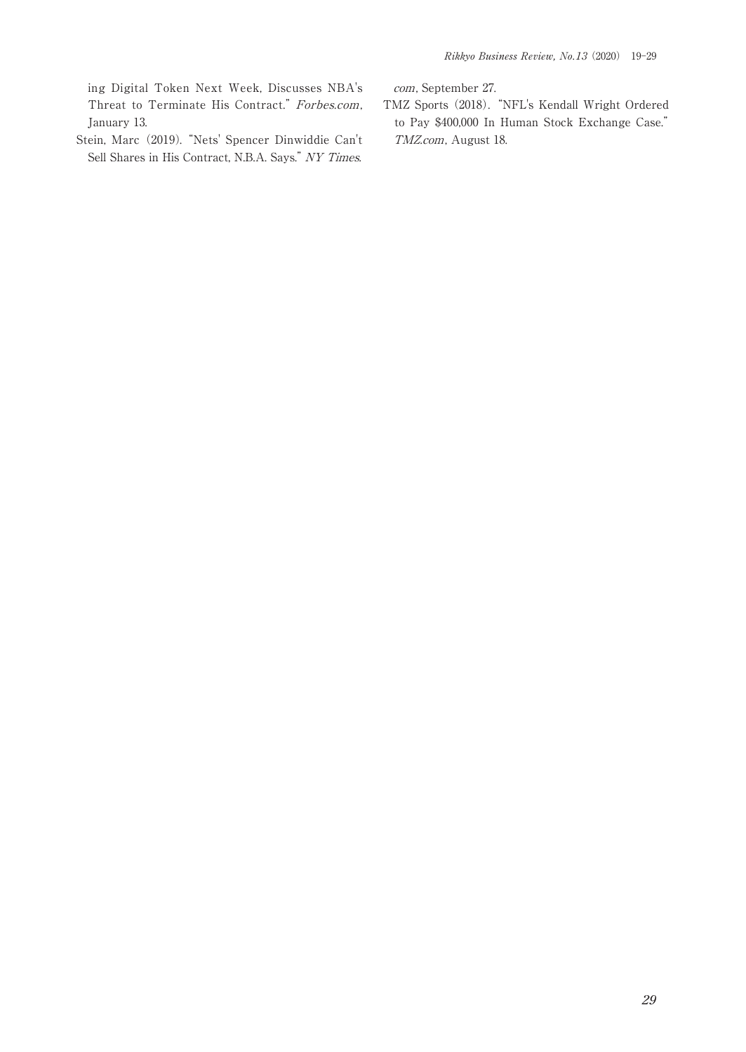ing Digital Token Next Week, Discusses NBA's Threat to Terminate His Contract." *Forbes.com*, January 13.

Stein, Marc (2019). "Nets' Spencer Dinwiddie Can't Sell Shares in His Contract, N.B.A. Says." *NY Times.com*, September 27.

TMZ Sports (2018). "NFL's Kendall Wright Ordered to Pay $400,000 In Human Stock Exchange Case." *TMZ.com*, August 18.